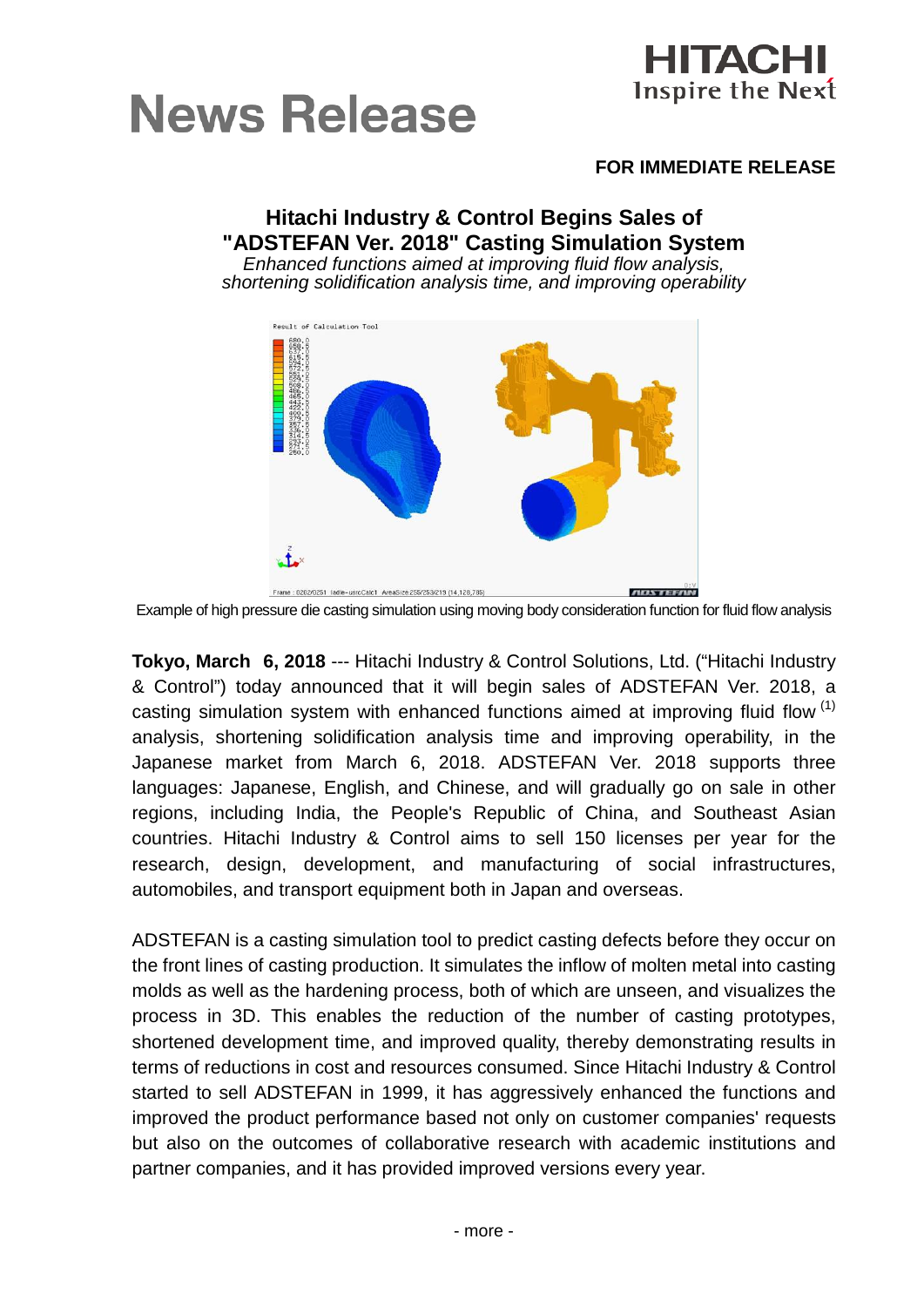# News Release

**FOR IMMEDIATE RELEASE**

## Hitachi Industry & Control Begins Sales of "ADSTEFAN Ver. 2018" Casting Simulation System

*Enhanced functions aimed at improving fluid flow analysis, shortening solidification analysis time, and improving operability*

Example of high pressure die casting simulation using moving body consideration function for fluid flow analysis

**Tokyo, March 6, 2018** --- Hitachi Industry & Control Solutions, Ltd. ("Hitachi Industry & Control") today announced that it will begin sales of ADSTEFAN Ver. 2018, a casting simulation system with enhanced functions aimed at improving fluid flow (1) analysis, shortening solidification analysis time and improving operability, in the Japanese market from March 6, 2018. ADSTEFAN Ver. 2018 supports three languages: Japanese, English, and Chinese, and will gradually go on sale in other regions, including India, the People's Republic of China, and Southeast Asian countries. Hitachi Industry & Control aims to sell 150 licenses per year for the research, design, development, and manufacturing of social infrastructures, automobiles, and transport equipment both in Japan and overseas.

ADSTEFAN is a casting simulation tool to predict casting defects before they occur on the front lines of casting production. It simulates the inflow of molten metal into casting molds as well as the hardening process, both of which are unseen, and visualizes the process in 3D. This enables the reduction of the number of casting prototypes, shortened development time, and improved quality, thereby demonstrating results in terms of reductions in cost and resources consumed. Since Hitachi Industry & Control started to sell ADSTEFAN in 1999, it has aggressively enhanced the functions and improved the product performance based not only on customer companies' requests but also on the outcomes of collaborative research with academic institutions and partner companies, and it has provided improved versions every year.

- more -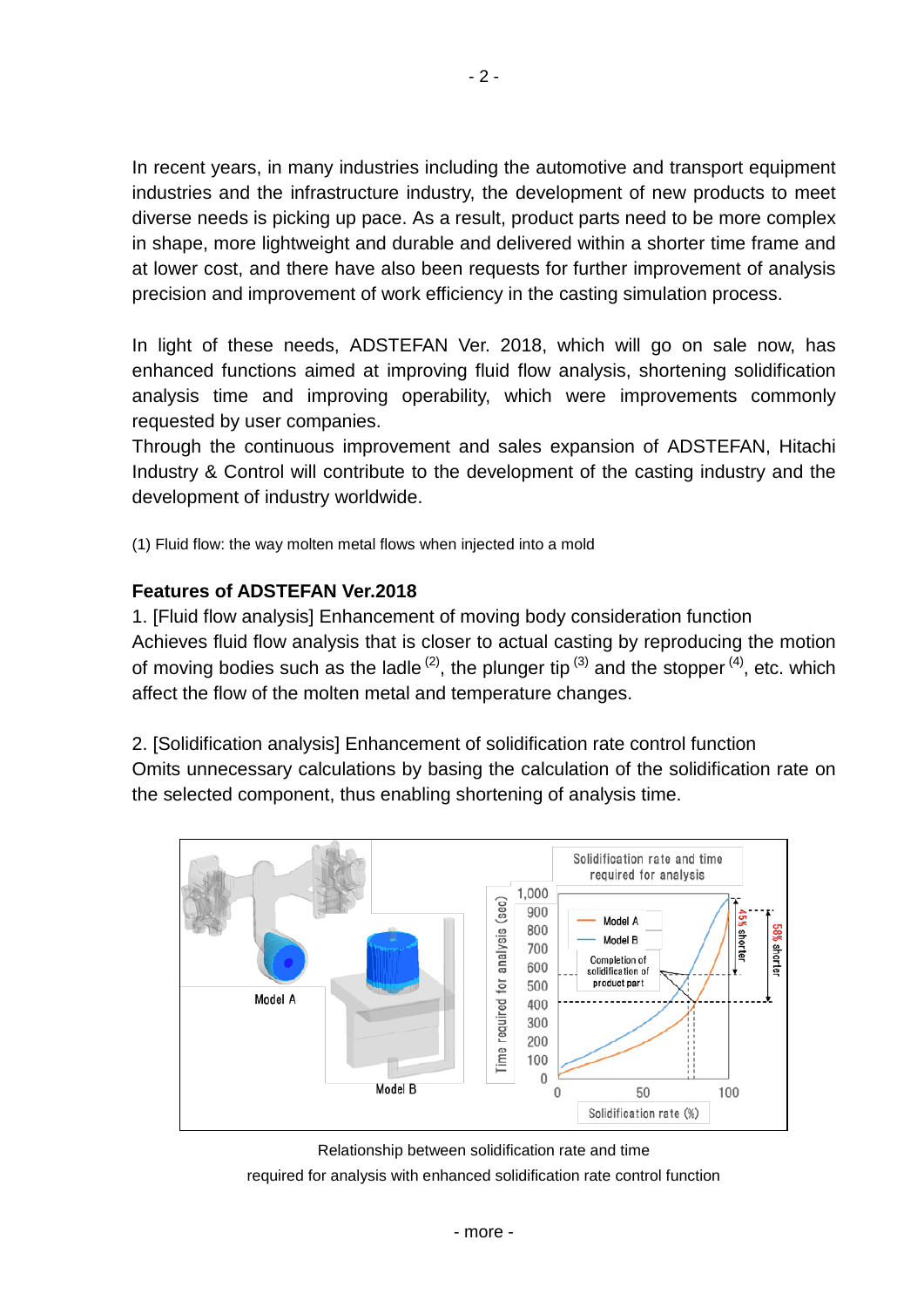In recent years, in many industries including the automotive and transport equipment industries and the infrastructure industry, the development of new products to meet diverse needs is picking up pace. As a result, product parts need to be more complex in shape, more lightweight and durable and delivered within a shorter time frame and at lower cost, and there have also been requests for further improvement of analysis precision and improvement of work efficiency in the casting simulation process.

In light of these needs, ADSTEFAN Ver. 2018, which will go on sale now, has enhanced functions aimed at improving fluid flow analysis, shortening solidification analysis time and improving operability, which were improvements commonly requested by user companies.
Through the continuous improvement and sales expansion of ADSTEFAN, Hitachi Industry & Control will contribute to the development of the casting industry and the development of industry worldwide.

(1) Fluid flow: the way molten metal flows when injected into a mold

**Features of ADSTEFAN Ver.2018**

1. [Fluid flow analysis] Enhancement of moving body consideration function
Achieves fluid flow analysis that is closer to actual casting by reproducing the motion of moving bodies such as the ladle (2), the plunger tip (3) and the stopper (4), etc. which affect the flow of the molten metal and temperature changes.

2. [Solidification analysis] Enhancement of solidification rate control function
Omits unnecessary calculations by basing the calculation of the solidification rate on the selected component, thus enabling shortening of analysis time.

Relationship between solidification rate and time required for analysis with enhanced solidification rate control function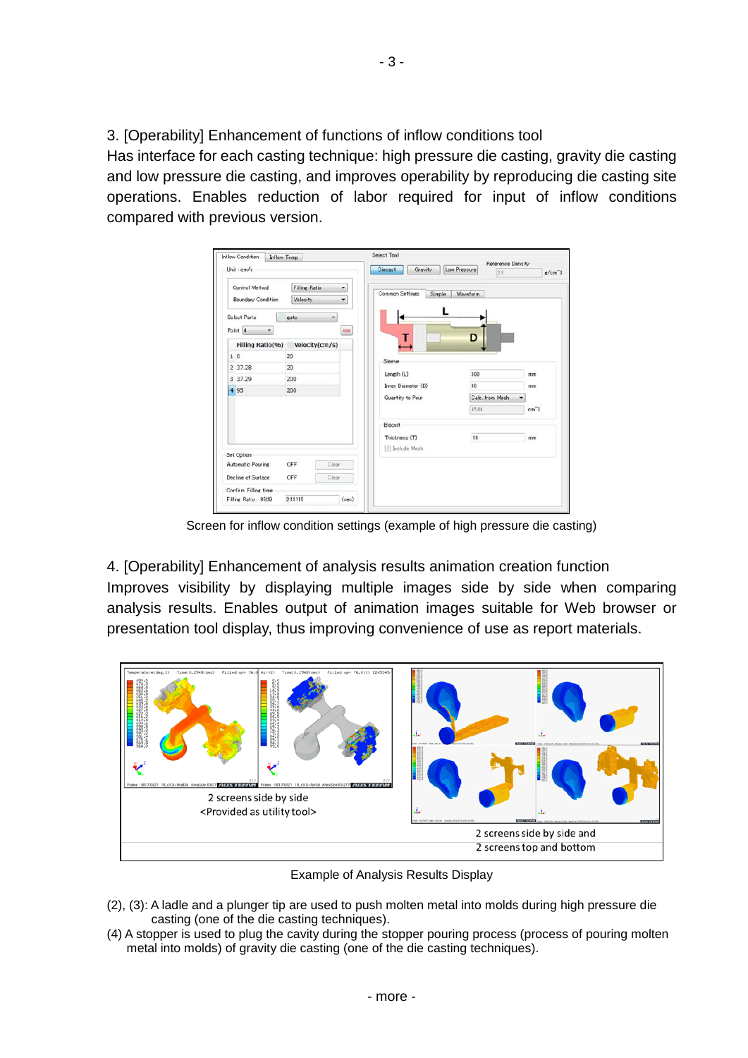3. [Operability] Enhancement of functions of inflow conditions tool

Has interface for each casting technique: high pressure die casting, gravity die casting and low pressure die casting, and improves operability by reproducing die casting site operations. Enables reduction of labor required for input of inflow conditions compared with previous version.

Screen for inflow condition settings (example of high pressure die casting)

4. [Operability] Enhancement of analysis results animation creation function

Improves visibility by displaying multiple images side by side when comparing analysis results. Enables output of animation images suitable for Web browser or presentation tool display, thus improving convenience of use as report materials.

2 screens side by side
<Provided as utility tool>

2 screens side by side and
2 screens top and bottom

Example of Analysis Results Display

(2), (3): A ladle and a plunger tip are used to push molten metal into molds during high pressure die casting (one of the die casting techniques).

(4) A stopper is used to plug the cavity during the stopper pouring process (process of pouring molten metal into molds) of gravity die casting (one of the die casting techniques).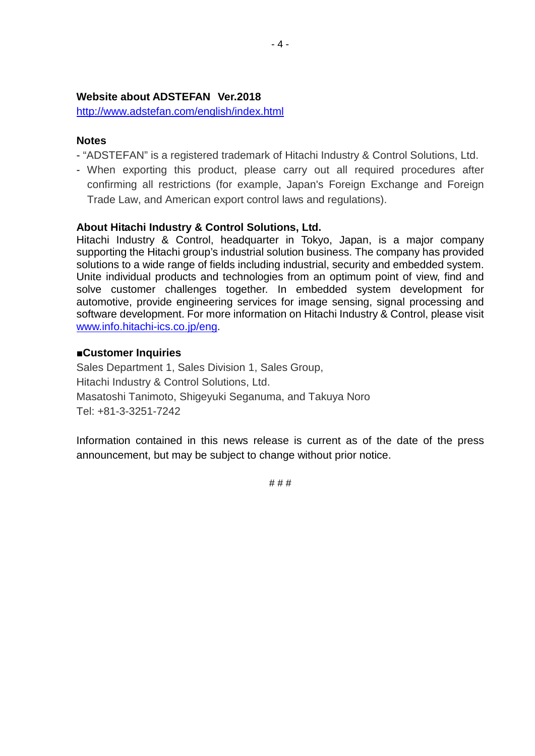**Website about ADSTEFAN Ver.2018**

http://www.adstefan.com/english/index.html

**Notes**

- "ADSTEFAN" is a registered trademark of Hitachi Industry & Control Solutions, Ltd.
- When exporting this product, please carry out all required procedures after confirming all restrictions (for example, Japan's Foreign Exchange and Foreign Trade Law, and American export control laws and regulations).

**About Hitachi Industry & Control Solutions, Ltd.**

Hitachi Industry & Control, headquarter in Tokyo, Japan, is a major company supporting the Hitachi group's industrial solution business. The company has provided solutions to a wide range of fields including industrial, security and embedded system. Unite individual products and technologies from an optimum point of view, find and solve customer challenges together. In embedded system development for automotive, provide engineering services for image sensing, signal processing and software development. For more information on Hitachi Industry & Control, please visit www.info.hitachi-ics.co.jp/eng.

**■Customer Inquiries**

Sales Department 1, Sales Division 1, Sales Group,
Hitachi Industry & Control Solutions, Ltd.
Masatoshi Tanimoto, Shigeyuki Seganuma, and Takuya Noro
Tel: +81-3-3251-7242

Information contained in this news release is current as of the date of the press announcement, but may be subject to change without prior notice.

# # #